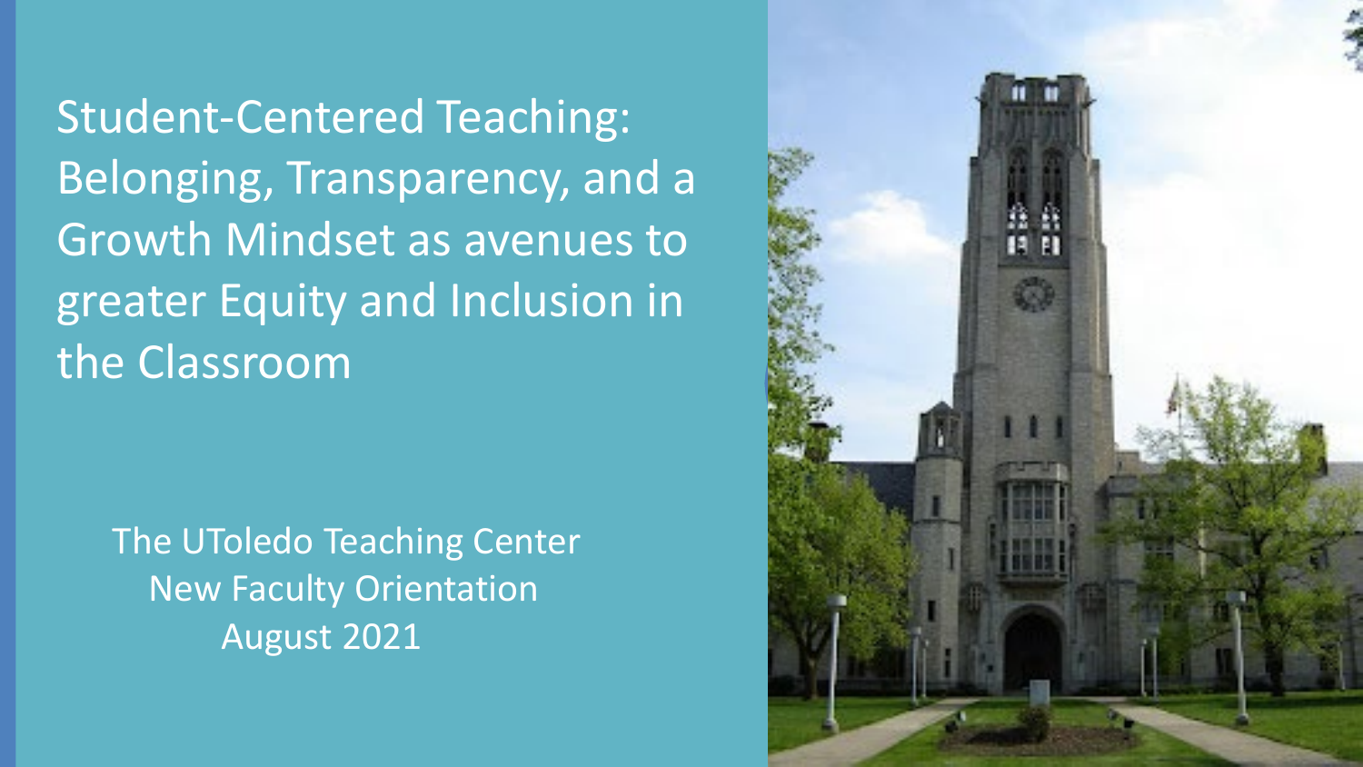# Student-Centered Teaching: Belonging, Transparency, and a Growth Mindset as avenues to greater Equity and Inclusion in the Classroom

The UToledo Teaching Center
New Faculty Orientation
August 2021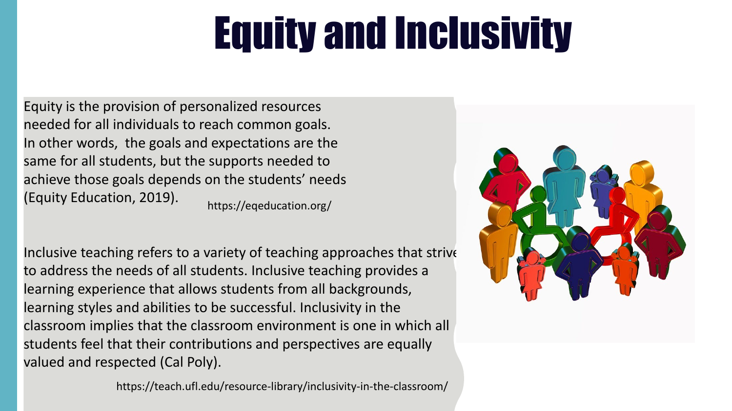# Equity and Inclusivity

Equity is the provision of personalized resources needed for all individuals to reach common goals. In other words, the goals and expectations are the same for all students, but the supports needed to achieve those goals depends on the students' needs (Equity Education, 2019). https://eqeducation.org/

Inclusive teaching refers to a variety of teaching approaches that strive to address the needs of all students. Inclusive teaching provides a learning experience that allows students from all backgrounds, learning styles and abilities to be successful. Inclusivity in the classroom implies that the classroom environment is one in which all students feel that their contributions and perspectives are equally valued and respected (Cal Poly).

https://teach.ufl.edu/resource-library/inclusivity-in-the-classroom/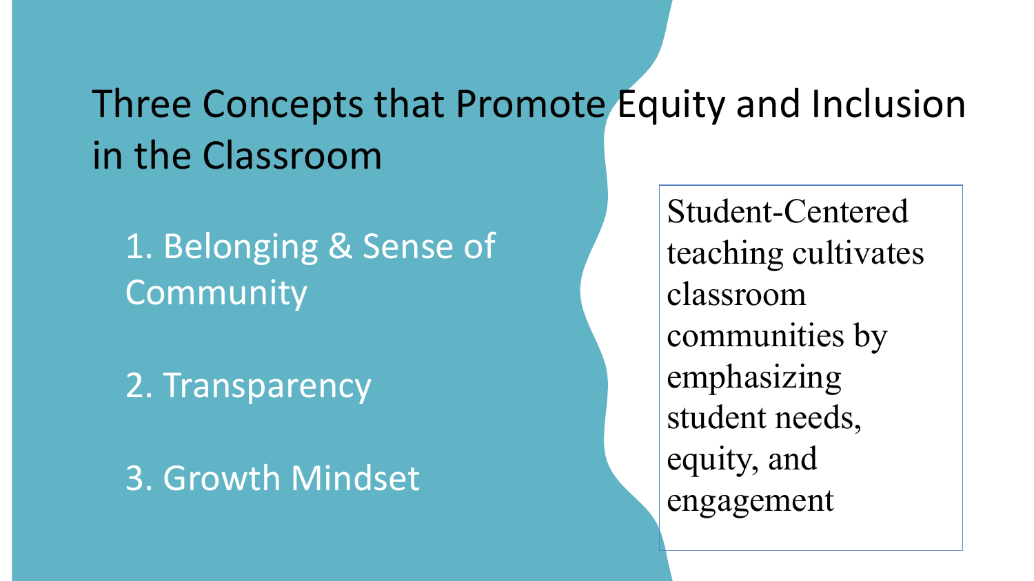# Three Concepts that Promote Equity and Inclusion in the Classroom

1. Belonging & Sense of Community

2. Transparency

3. Growth Mindset

Student-Centered teaching cultivates classroom communities by emphasizing student needs, equity, and engagement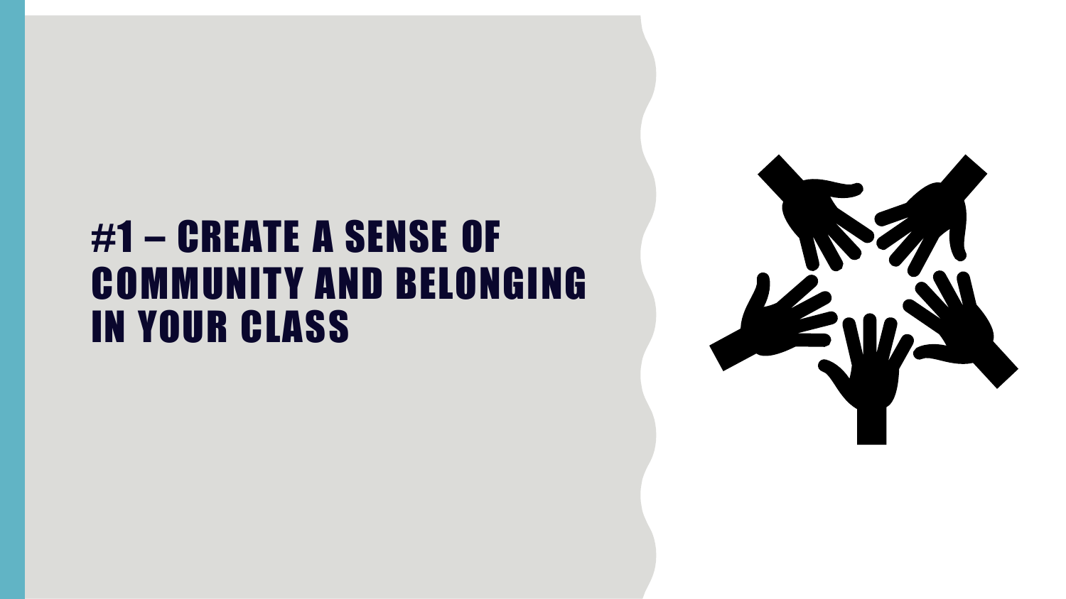# #1 – CREATE A SENSE OF COMMUNITY AND BELONGING IN YOUR CLASS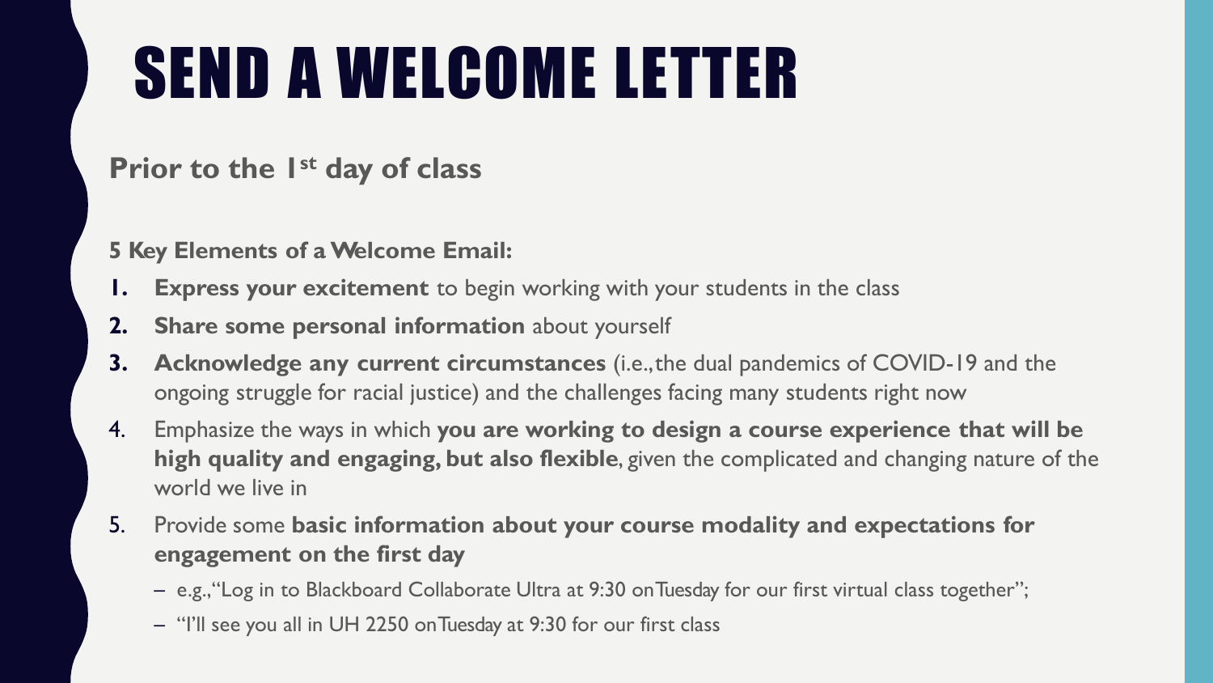# SEND A WELCOME LETTER

**Prior to the 1st day of class**

**5 Key Elements of a Welcome Email:**

1. **Express your excitement** to begin working with your students in the class
2. **Share some personal information** about yourself
3. **Acknowledge any current circumstances** (i.e., the dual pandemics of COVID-19 and the ongoing struggle for racial justice) and the challenges facing many students right now
4. Emphasize the ways in which **you are working to design a course experience that will be high quality and engaging, but also flexible**, given the complicated and changing nature of the world we live in
5. Provide some **basic information about your course modality and expectations for engagement on the first day**
   - e.g., "Log in to Blackboard Collaborate Ultra at 9:30 on Tuesday for our first virtual class together";
   - "I'll see you all in UH 2250 on Tuesday at 9:30 for our first class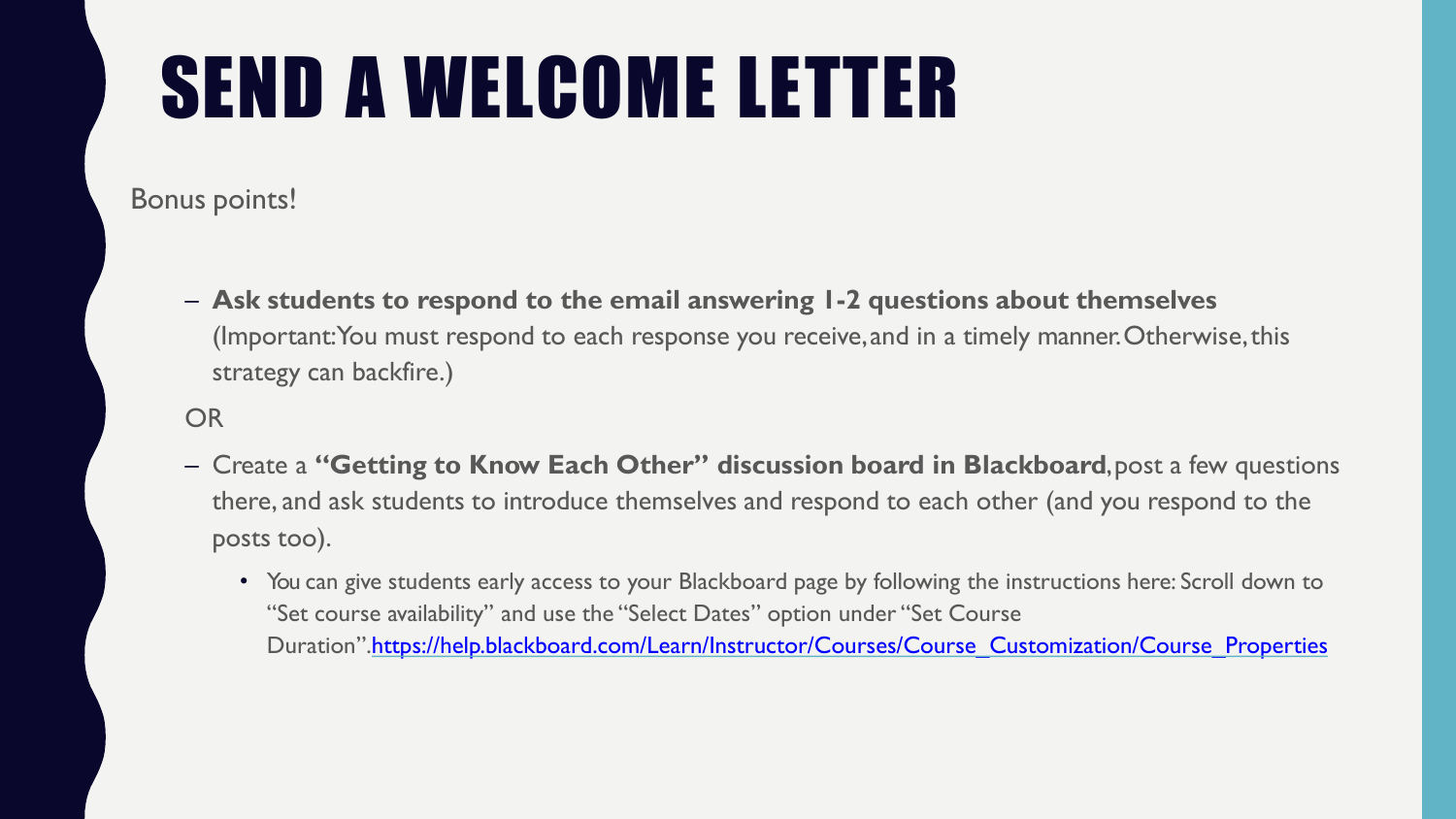# SEND A WELCOME LETTER

Bonus points!

- **Ask students to respond to the email answering 1-2 questions about themselves** (Important: You must respond to each response you receive, and in a timely manner. Otherwise, this strategy can backfire.)

OR

- Create a **"Getting to Know Each Other" discussion board in Blackboard**, post a few questions there, and ask students to introduce themselves and respond to each other (and you respond to the posts too).
  - You can give students early access to your Blackboard page by following the instructions here: Scroll down to "Set course availability" and use the "Select Dates" option under "Set Course Duration". [https://help.blackboard.com/Learn/Instructor/Courses/Course_Customization/Course_Properties](https://help.blackboard.com/Learn/Instructor/Courses/Course_Customization/Course_Properties)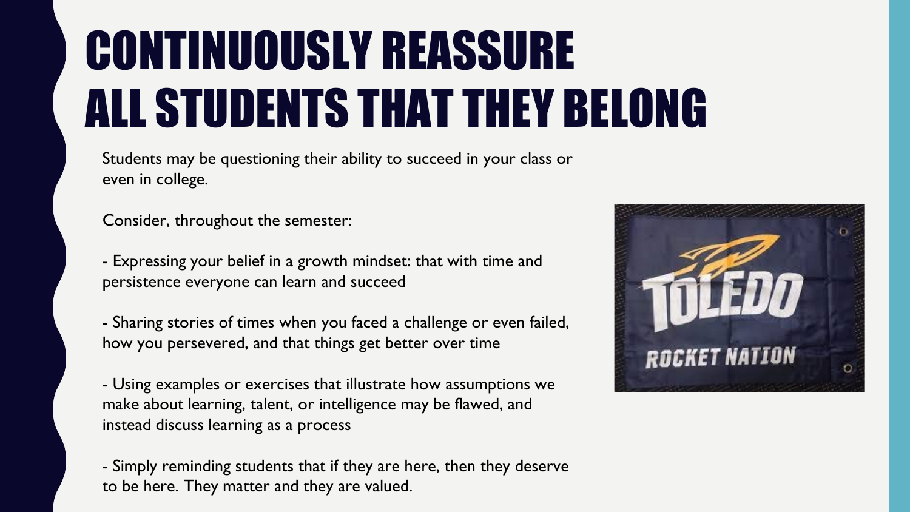# CONTINUOUSLY REASSURE ALL STUDENTS THAT THEY BELONG

Students may be questioning their ability to succeed in your class or even in college.

Consider, throughout the semester:

- Expressing your belief in a growth mindset: that with time and persistence everyone can learn and succeed

- Sharing stories of times when you faced a challenge or even failed, how you persevered, and that things get better over time

- Using examples or exercises that illustrate how assumptions we make about learning, talent, or intelligence may be flawed, and instead discuss learning as a process

- Simply reminding students that if they are here, then they deserve to be here. They matter and they are valued.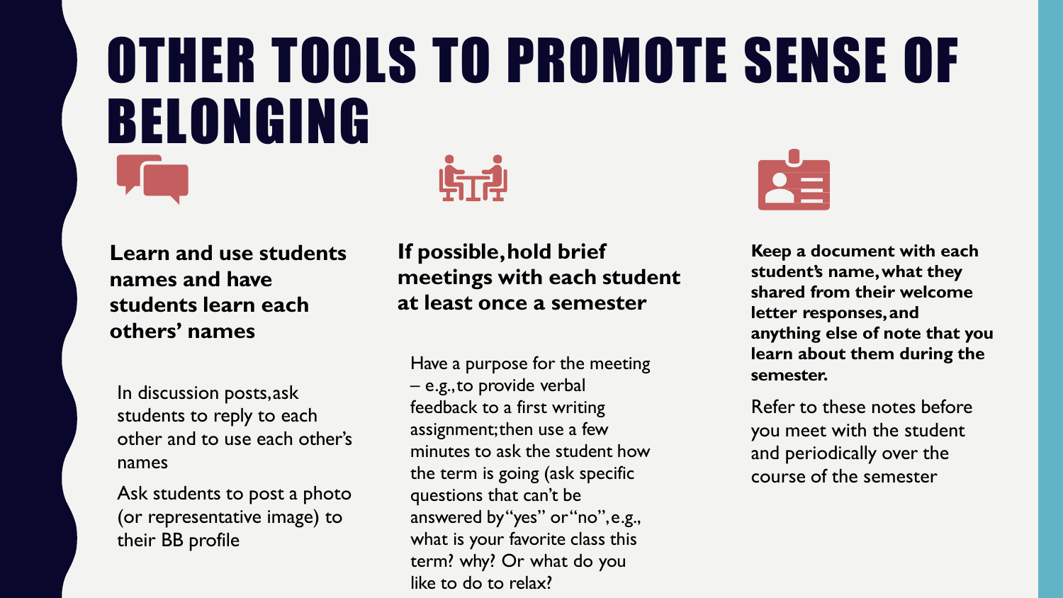# OTHER TOOLS TO PROMOTE SENSE OF BELONGING

**Learn and use students names and have students learn each others' names**

- In discussion posts, ask students to reply to each other and to use each other's names
- Ask students to post a photo (or representative image) to their BB profile

**If possible, hold brief meetings with each student at least once a semester**

- Have a purpose for the meeting – e.g., to provide verbal feedback to a first writing assignment; then use a few minutes to ask the student how the term is going (ask specific questions that can't be answered by "yes" or "no", e.g., what is your favorite class this term? why? Or what do you like to do to relax?

**Keep a document with each student's name, what they shared from their welcome letter responses, and anything else of note that you learn about them during the semester.**

- Refer to these notes before you meet with the student and periodically over the course of the semester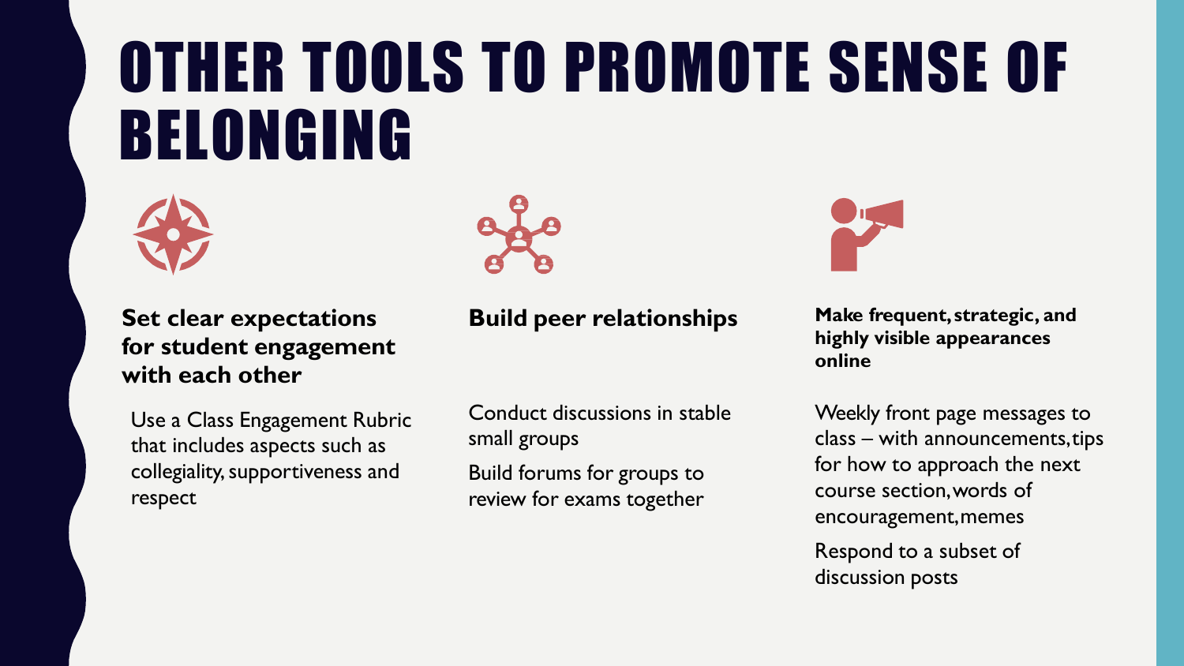# OTHER TOOLS TO PROMOTE SENSE OF BELONGING

### Set clear expectations for student engagement with each other

Use a Class Engagement Rubric that includes aspects such as collegiality, supportiveness and respect

### Build peer relationships

Conduct discussions in stable small groups

Build forums for groups to review for exams together

### Make frequent, strategic, and highly visible appearances online

Weekly front page messages to class – with announcements, tips for how to approach the next course section, words of encouragement, memes

Respond to a subset of discussion posts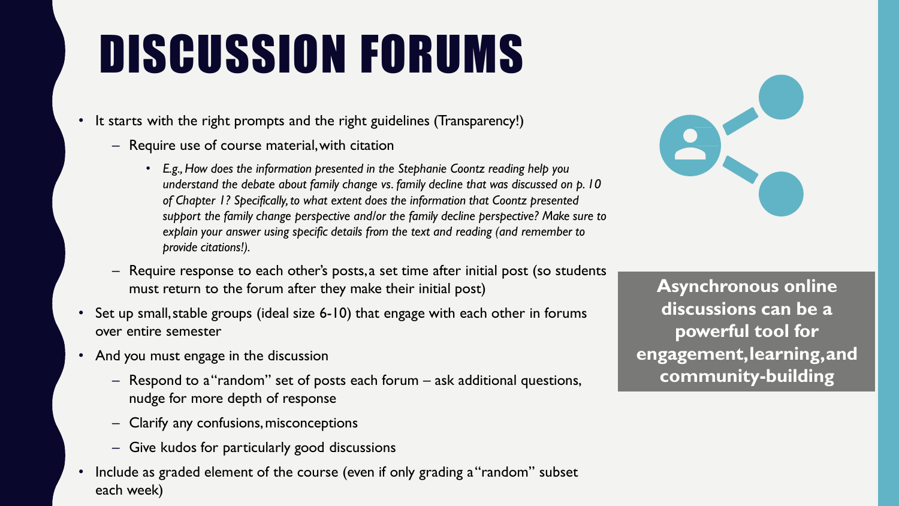# DISCUSSION FORUMS

- It starts with the right prompts and the right guidelines (Transparency!)
  - Require use of course material, with citation
    - *E.g., How does the information presented in the Stephanie Coontz reading help you understand the debate about family change vs. family decline that was discussed on p. 10 of Chapter 1? Specifically, to what extent does the information that Coontz presented support the family change perspective and/or the family decline perspective? Make sure to explain your answer using specific details from the text and reading (and remember to provide citations!).*
  - Require response to each other's posts, a set time after initial post (so students must return to the forum after they make their initial post)
- Set up small, stable groups (ideal size 6-10) that engage with each other in forums over entire semester
- And you must engage in the discussion
  - Respond to a "random" set of posts each forum – ask additional questions, nudge for more depth of response
  - Clarify any confusions, misconceptions
  - Give kudos for particularly good discussions
- Include as graded element of the course (even if only grading a "random" subset each week)

**Asynchronous online discussions can be a powerful tool for engagement, learning, and community-building**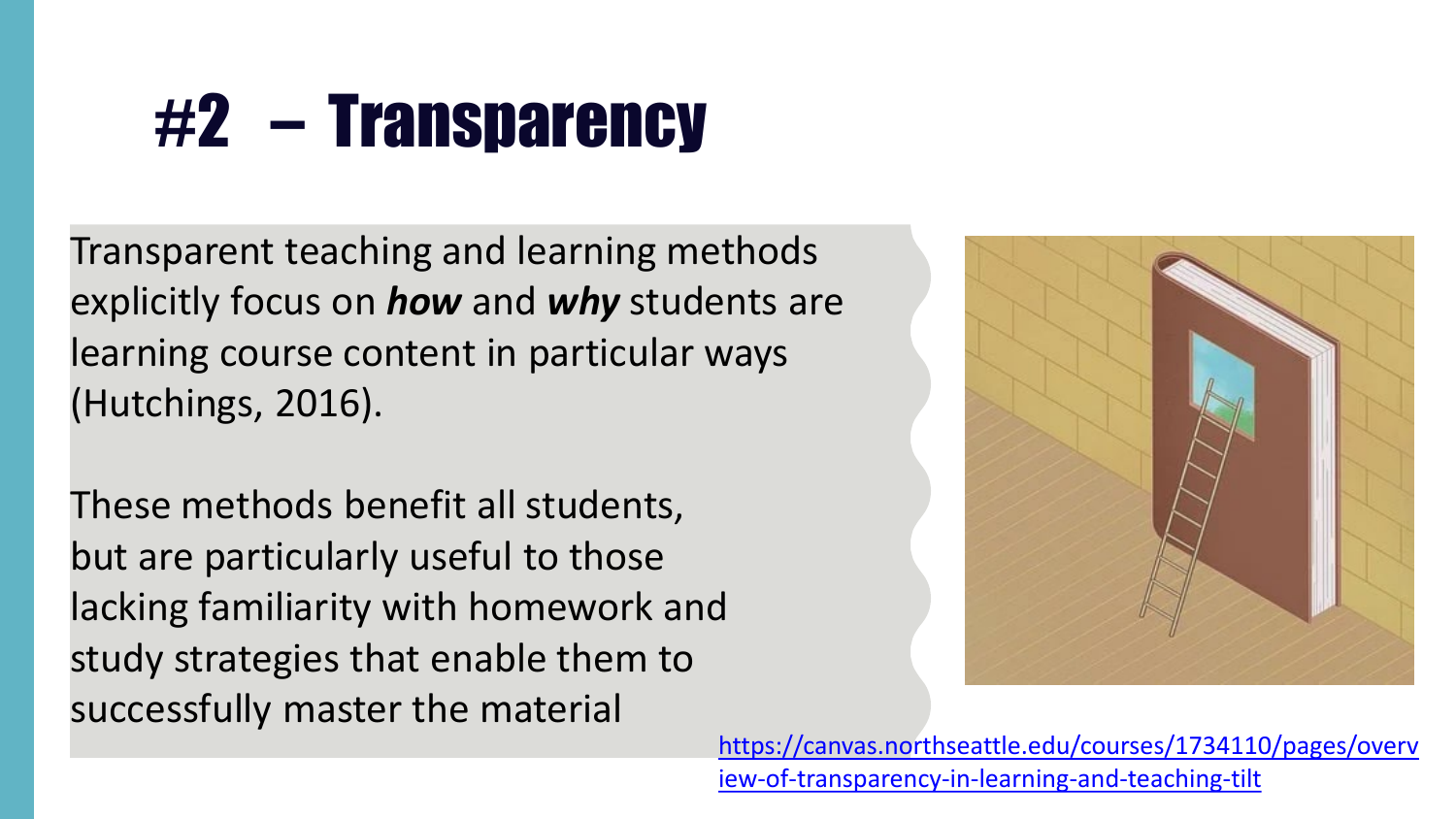# #2 – Transparency

Transparent teaching and learning methods explicitly focus on ***how*** and ***why*** students are learning course content in particular ways (Hutchings, 2016).

These methods benefit all students, but are particularly useful to those lacking familiarity with homework and study strategies that enable them to successfully master the material

https://canvas.northseattle.edu/courses/1734110/pages/overview-of-transparency-in-learning-and-teaching-tilt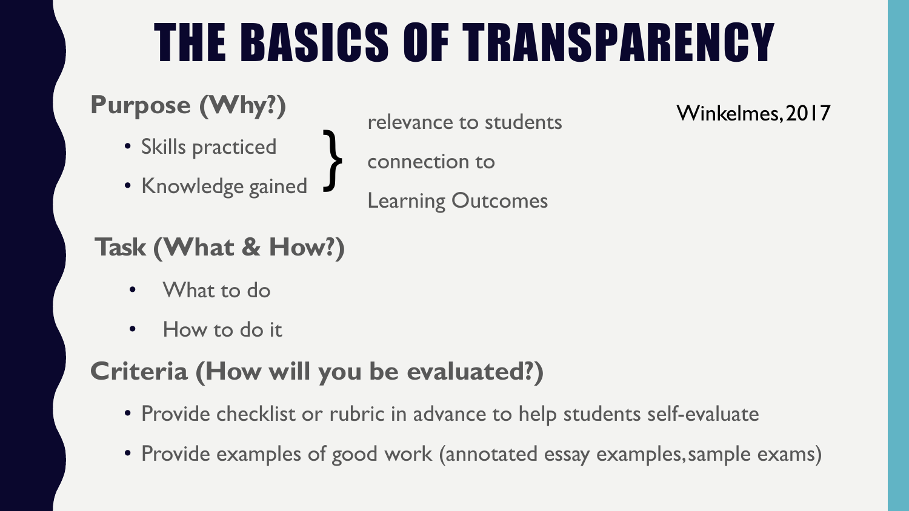# THE BASICS OF TRANSPARENCY

Winkelmes, 2017

## Purpose (Why?)

- Skills practiced
- Knowledge gained

} relevance to students connection to Learning Outcomes

## Task (What & How?)

- What to do
- How to do it

## Criteria (How will you be evaluated?)

- Provide checklist or rubric in advance to help students self-evaluate
- Provide examples of good work (annotated essay examples, sample exams)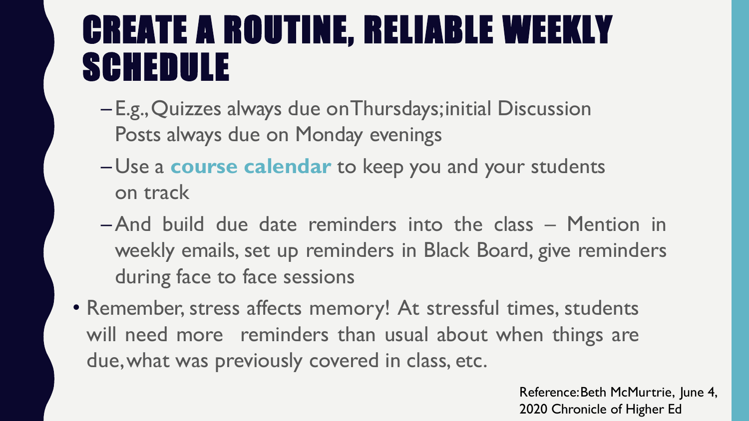# CREATE A ROUTINE, RELIABLE WEEKLY SCHEDULE

- E.g., Quizzes always due on Thursdays; initial Discussion Posts always due on Monday evenings
- Use a **course calendar** to keep you and your students on track
- And build due date reminders into the class – Mention in weekly emails, set up reminders in Black Board, give reminders during face to face sessions

- Remember, stress affects memory! At stressful times, students will need more reminders than usual about when things are due, what was previously covered in class, etc.

Reference: Beth McMurtrie, June 4, 2020 Chronicle of Higher Ed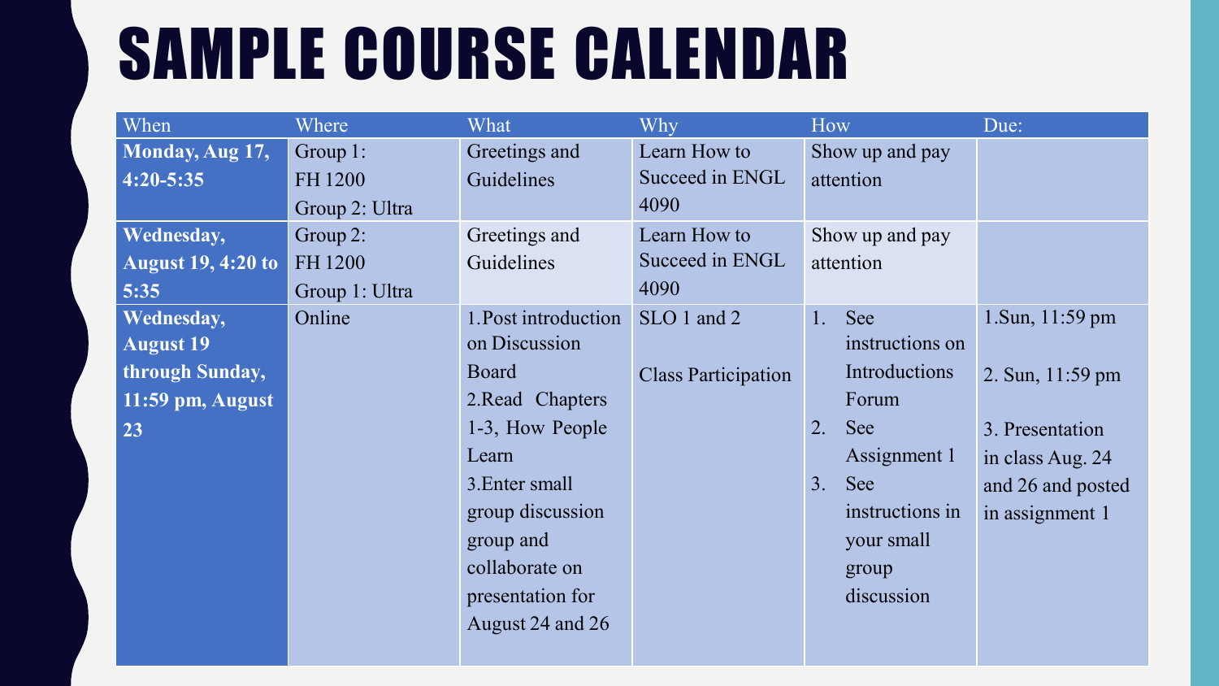# SAMPLE COURSE CALENDAR

| When | Where | What | Why | How | Due: |
|---|---|---|---|---|---|
| **Monday, Aug 17, 4:20-5:35** | Group 1: FH 1200<br>Group 2: Ultra | Greetings and Guidelines | Learn How to Succeed in ENGL 4090 | Show up and pay attention | |
| **Wednesday, August 19, 4:20 to 5:35** | Group 2: FH 1200<br>Group 1: Ultra | Greetings and Guidelines | Learn How to Succeed in ENGL 4090 | Show up and pay attention | |
| **Wednesday, August 19 through Sunday, 11:59 pm, August 23** | Online | 1.Post introduction on Discussion Board<br>2.Read Chapters 1-3, How People Learn<br>3.Enter small group discussion group and collaborate on presentation for August 24 and 26 | SLO 1 and 2<br><br>Class Participation | 1. See instructions on Introductions Forum<br>2. See Assignment 1<br>3. See instructions in your small group discussion | 1.Sun, 11:59 pm<br><br>2. Sun, 11:59 pm<br><br>3. Presentation in class Aug. 24 and 26 and posted in assignment 1 |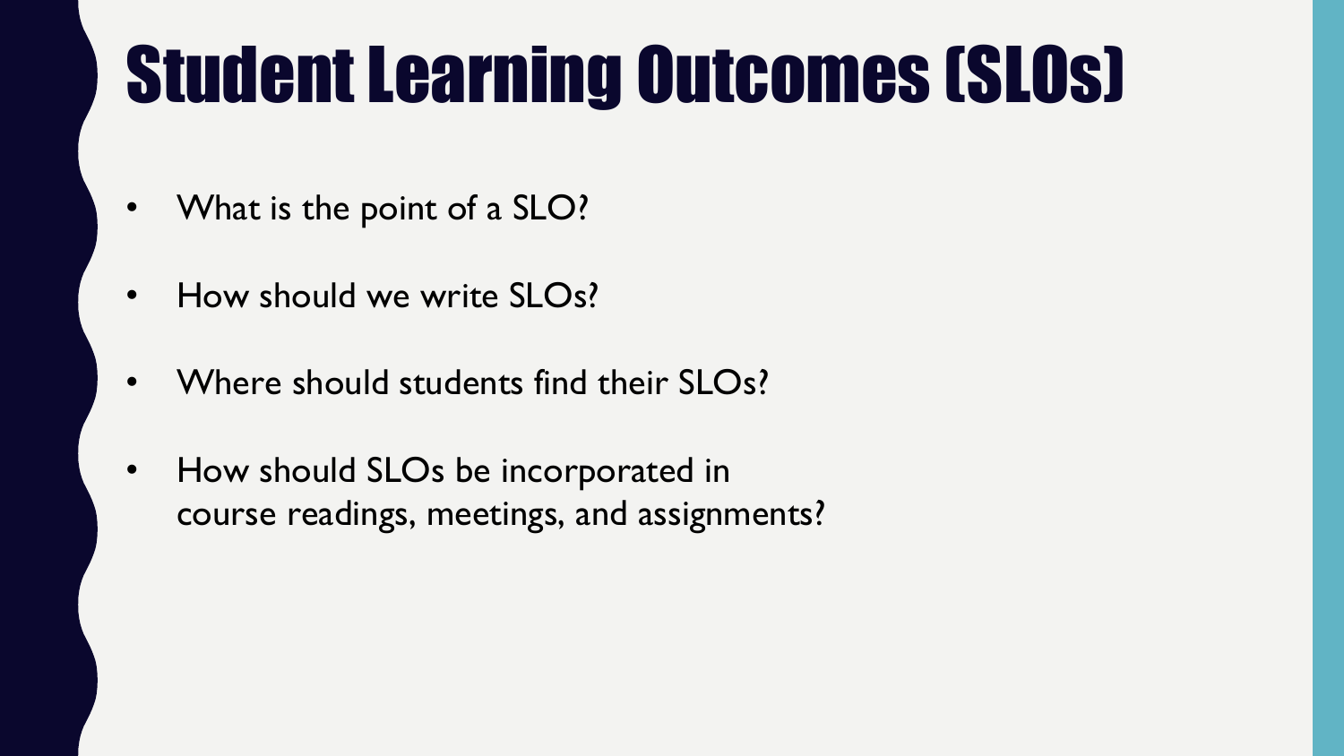# Student Learning Outcomes (SLOs)

- What is the point of a SLO?
- How should we write SLOs?
- Where should students find their SLOs?
- How should SLOs be incorporated in course readings, meetings, and assignments?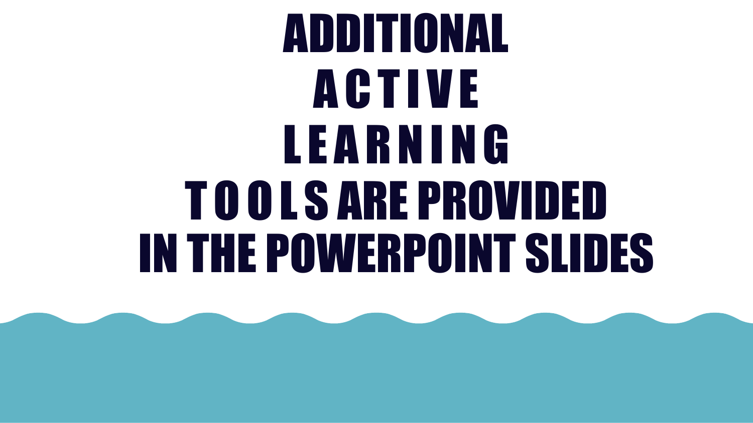# ADDITIONAL ACTIVE LEARNING TOOLS ARE PROVIDED IN THE POWERPOINT SLIDES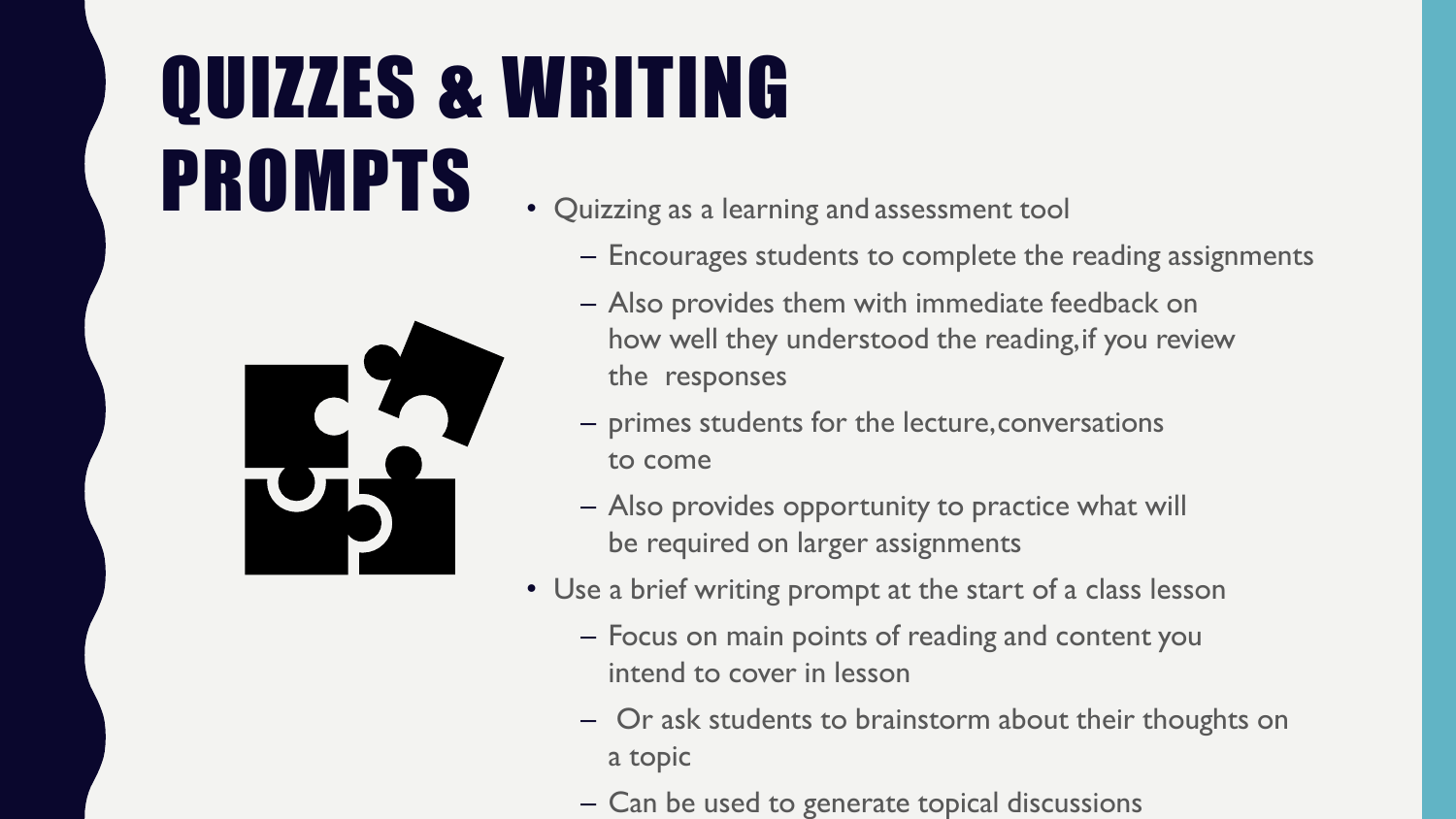# QUIZZES & WRITING PROMPTS

- Quizzing as a learning and assessment tool
  - Encourages students to complete the reading assignments
  - Also provides them with immediate feedback on how well they understood the reading, if you review the responses
  - primes students for the lecture, conversations to come
  - Also provides opportunity to practice what will be required on larger assignments
- Use a brief writing prompt at the start of a class lesson
  - Focus on main points of reading and content you intend to cover in lesson
  - Or ask students to brainstorm about their thoughts on a topic
  - Can be used to generate topical discussions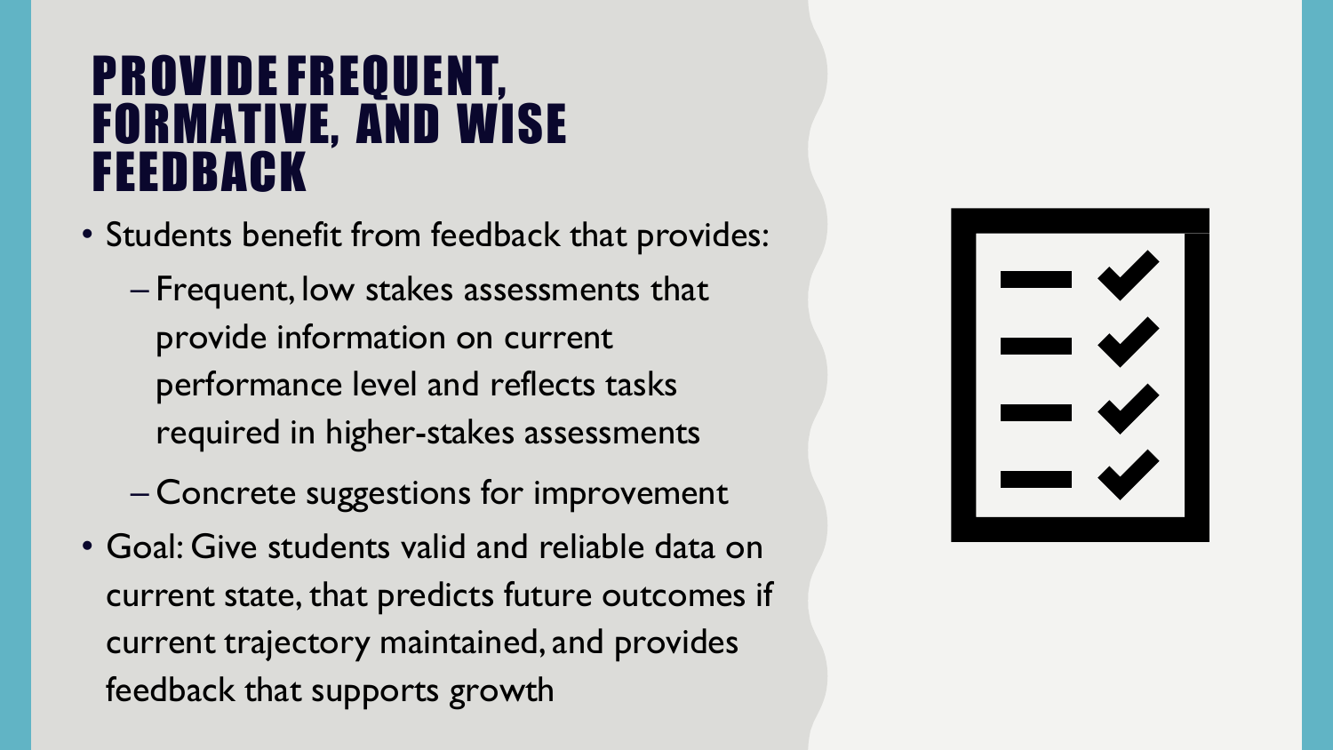# PROVIDE FREQUENT, FORMATIVE, AND WISE FEEDBACK

- Students benefit from feedback that provides:
  - Frequent, low stakes assessments that provide information on current performance level and reflects tasks required in higher-stakes assessments
  - Concrete suggestions for improvement
- Goal: Give students valid and reliable data on current state, that predicts future outcomes if current trajectory maintained, and provides feedback that supports growth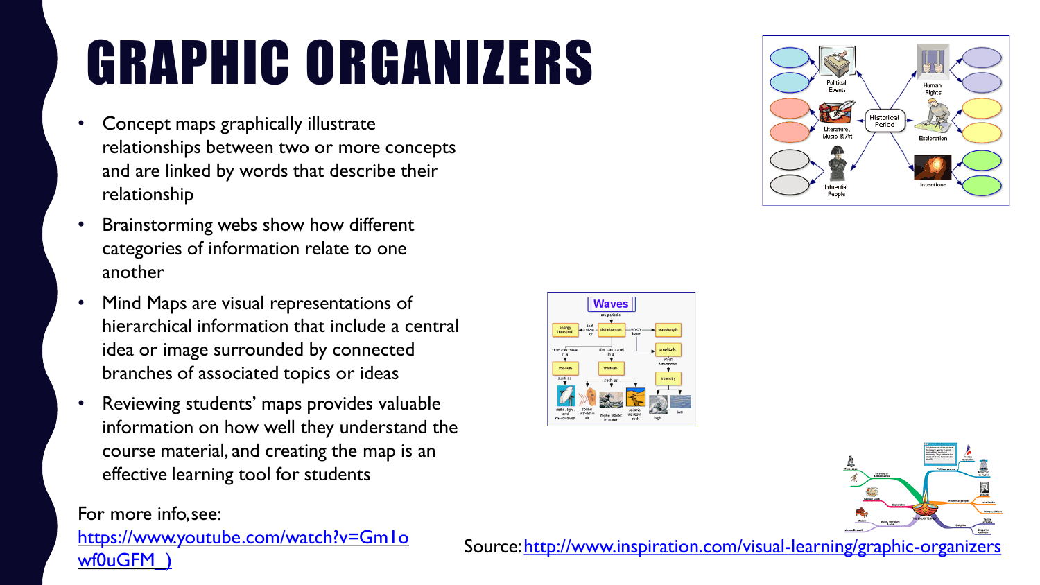# GRAPHIC ORGANIZERS

- Concept maps graphically illustrate relationships between two or more concepts and are linked by words that describe their relationship
- Brainstorming webs show how different categories of information relate to one another
- Mind Maps are visual representations of hierarchical information that include a central idea or image surrounded by connected branches of associated topics or ideas
- Reviewing students' maps provides valuable information on how well they understand the course material, and creating the map is an effective learning tool for students

For more info, see: https://www.youtube.com/watch?v=Gm1owf0uGFM_)

Source: http://www.inspiration.com/visual-learning/graphic-organizers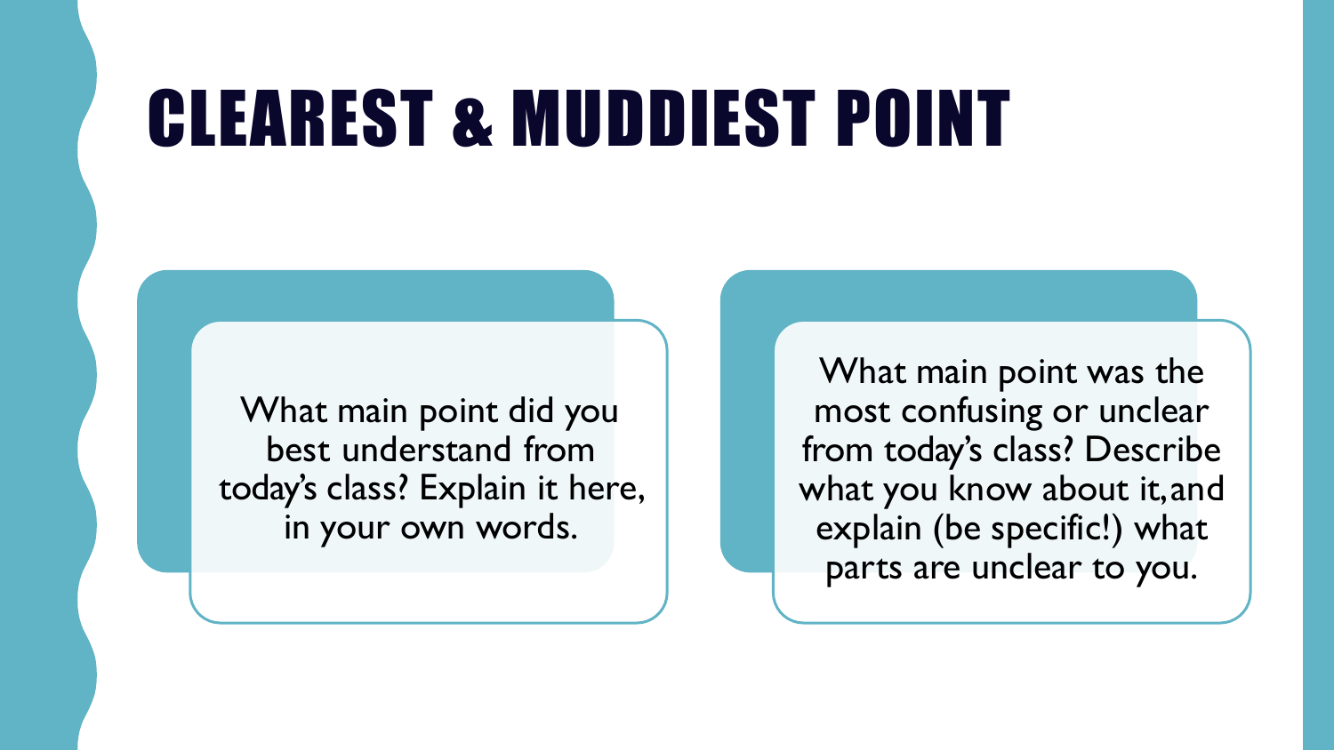# CLEAREST & MUDDIEST POINT

What main point did you best understand from today's class? Explain it here, in your own words.

What main point was the most confusing or unclear from today's class? Describe what you know about it, and explain (be specific!) what parts are unclear to you.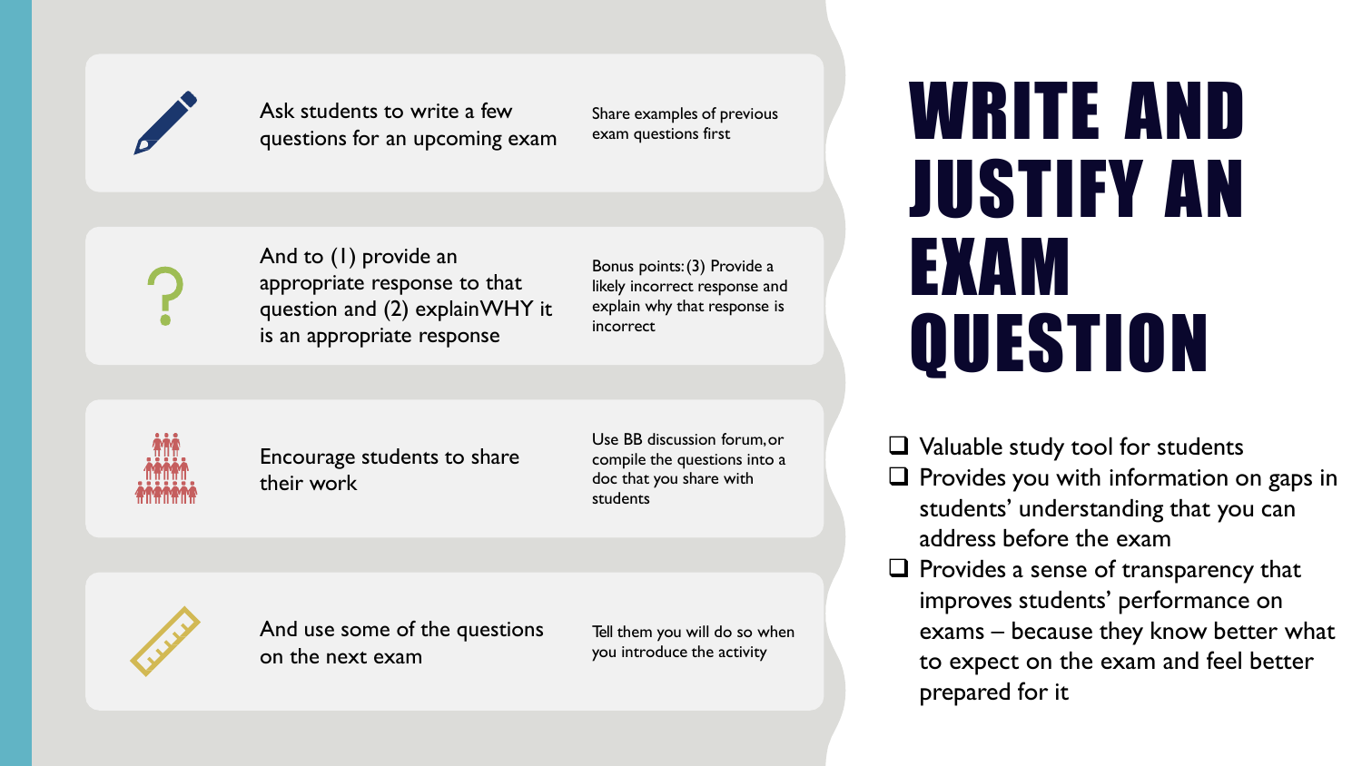# WRITE AND JUSTIFY AN EXAM QUESTION

| | |
|---|---|
| Ask students to write a few questions for an upcoming exam | Share examples of previous exam questions first |
| And to (1) provide an appropriate response to that question and (2) explain WHY it is an appropriate response | Bonus points: (3) Provide a likely incorrect response and explain why that response is incorrect |
| Encourage students to share their work | Use BB discussion forum, or compile the questions into a doc that you share with students |
| And use some of the questions on the next exam | Tell them you will do so when you introduce the activity |

- ❑ Valuable study tool for students
- ❑ Provides you with information on gaps in students' understanding that you can address before the exam
- ❑ Provides a sense of transparency that improves students' performance on exams – because they know better what to expect on the exam and feel better prepared for it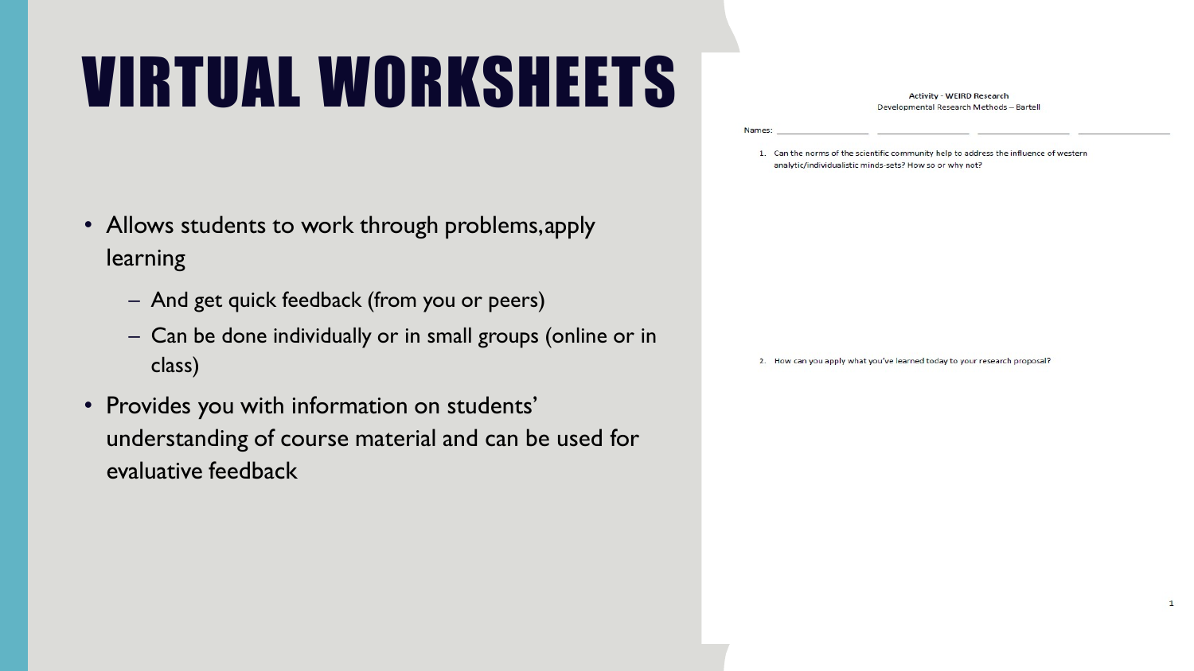# VIRTUAL WORKSHEETS

- Allows students to work through problems, apply learning
  - And get quick feedback (from you or peers)
  - Can be done individually or in small groups (online or in class)
- Provides you with information on students' understanding of course material and can be used for evaluative feedback

**Activity - WEIRD Research**
Developmental Research Methods – Bartell

Names: \_\_\_\_\_\_\_\_\_\_\_\_\_\_\_\_ \_\_\_\_\_\_\_\_\_\_\_\_\_\_\_\_ \_\_\_\_\_\_\_\_\_\_\_\_\_\_\_\_ \_\_\_\_\_\_\_\_\_\_\_\_\_\_\_\_

1. Can the norms of the scientific community help to address the influence of western analytic/individualistic minds-sets? How so or why not?

2. How can you apply what you've learned today to your research proposal?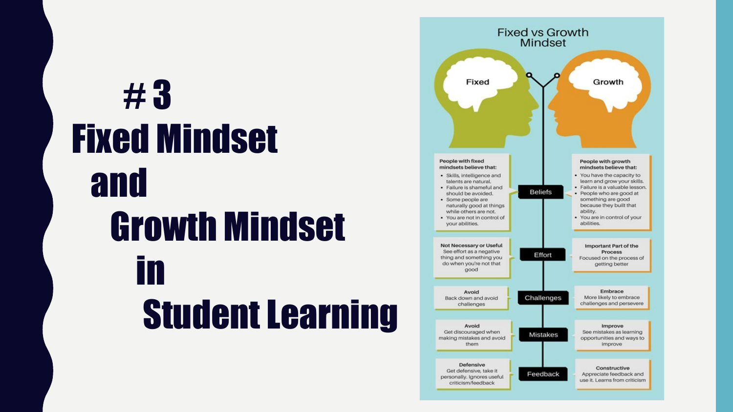# # 3 Fixed Mindset and Growth Mindset in Student Learning

## Fixed vs Growth Mindset

| Fixed | | Growth |
|---|---|---|
| **People with fixed mindsets believe that:**<br>• Skills, intelligence and talents are natural.<br>• Failure is shameful and should be avoided.<br>• Some people are naturally good at things while others are not.<br>• You are not in control of your abilities. | **Beliefs** | **People with growth mindsets believe that:**<br>• You have the capacity to learn and grow your skills.<br>• Failure is a valuable lesson.<br>• People who are good at something are good because they built that ability.<br>• You are in control of your abilities. |
| **Not Necessary or Useful**<br>See effort as a negative thing and something you do when you're not that good | **Effort** | **Important Part of the Process**<br>Focused on the process of getting better |
| **Avoid**<br>Back down and avoid challenges | **Challenges** | **Embrace**<br>More likely to embrace challenges and persevere |
| **Avoid**<br>Get discouraged when making mistakes and avoid them | **Mistakes** | **Improve**<br>See mistakes as learning opportunities and ways to improve |
| **Defensive**<br>Get defensive, take it personally. Ignores useful criticism/feedback | **Feedback** | **Constructive**<br>Appreciate feedback and use it. Learns from criticism |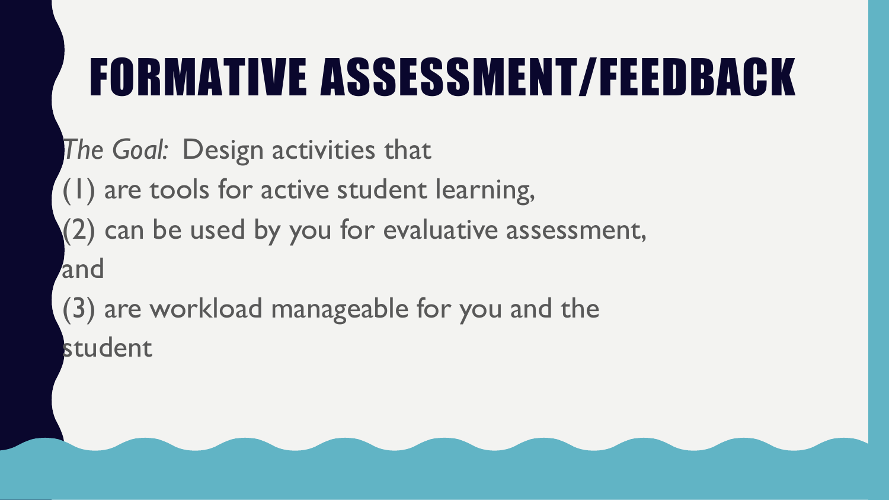# FORMATIVE ASSESSMENT/FEEDBACK

*The Goal:* Design activities that

(1) are tools for active student learning,

(2) can be used by you for evaluative assessment, and

(3) are workload manageable for you and the student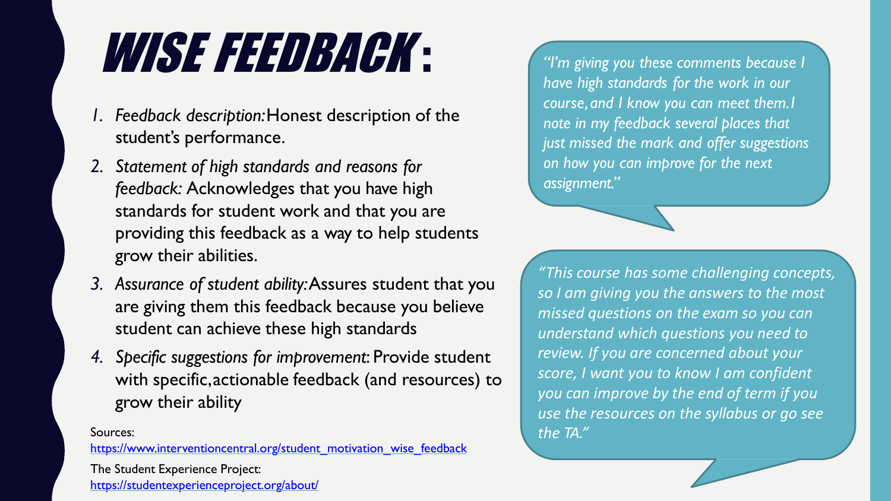# *WISE FEEDBACK*:

1. *Feedback description:* Honest description of the student's performance.
2. *Statement of high standards and reasons for feedback:* Acknowledges that you have high standards for student work and that you are providing this feedback as a way to help students grow their abilities.
3. *Assurance of student ability:* Assures student that you are giving them this feedback because you believe student can achieve these high standards
4. *Specific suggestions for improvement*: Provide student with specific, actionable feedback (and resources) to grow their ability

*"I'm giving you these comments because I have high standards for the work in our course, and I know you can meet them. I note in my feedback several places that just missed the mark and offer suggestions on how you can improve for the next assignment."*

*"This course has some challenging concepts, so I am giving you the answers to the most missed questions on the exam so you can understand which questions you need to review. If you are concerned about your score, I want you to know I am confident you can improve by the end of term if you use the resources on the syllabus or go see the TA."*

Sources:
https://www.interventioncentral.org/student_motivation_wise_feedback

The Student Experience Project:
https://studentexperienceproject.org/about/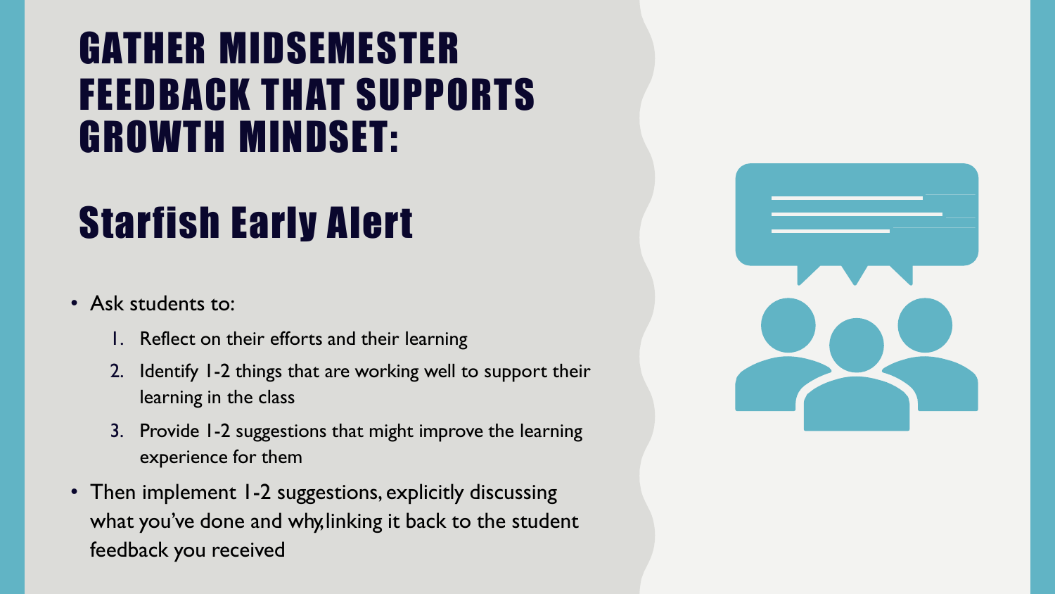# GATHER MIDSEMESTER FEEDBACK THAT SUPPORTS GROWTH MINDSET:

## Starfish Early Alert

- Ask students to:
    1. Reflect on their efforts and their learning
    2. Identify 1-2 things that are working well to support their learning in the class
    3. Provide 1-2 suggestions that might improve the learning experience for them
- Then implement 1-2 suggestions, explicitly discussing what you've done and why, linking it back to the student feedback you received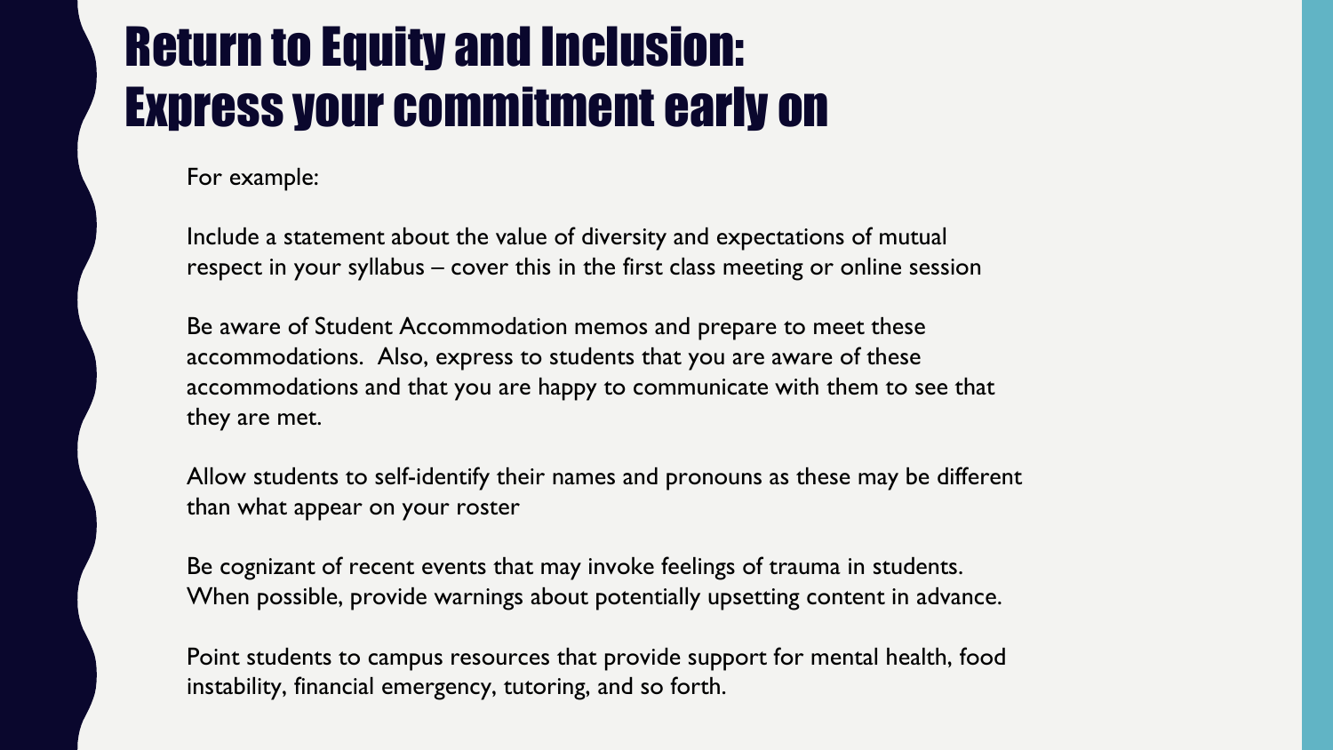# Return to Equity and Inclusion: Express your commitment early on

For example:

Include a statement about the value of diversity and expectations of mutual respect in your syllabus – cover this in the first class meeting or online session

Be aware of Student Accommodation memos and prepare to meet these accommodations. Also, express to students that you are aware of these accommodations and that you are happy to communicate with them to see that they are met.

Allow students to self-identify their names and pronouns as these may be different than what appear on your roster

Be cognizant of recent events that may invoke feelings of trauma in students. When possible, provide warnings about potentially upsetting content in advance.

Point students to campus resources that provide support for mental health, food instability, financial emergency, tutoring, and so forth.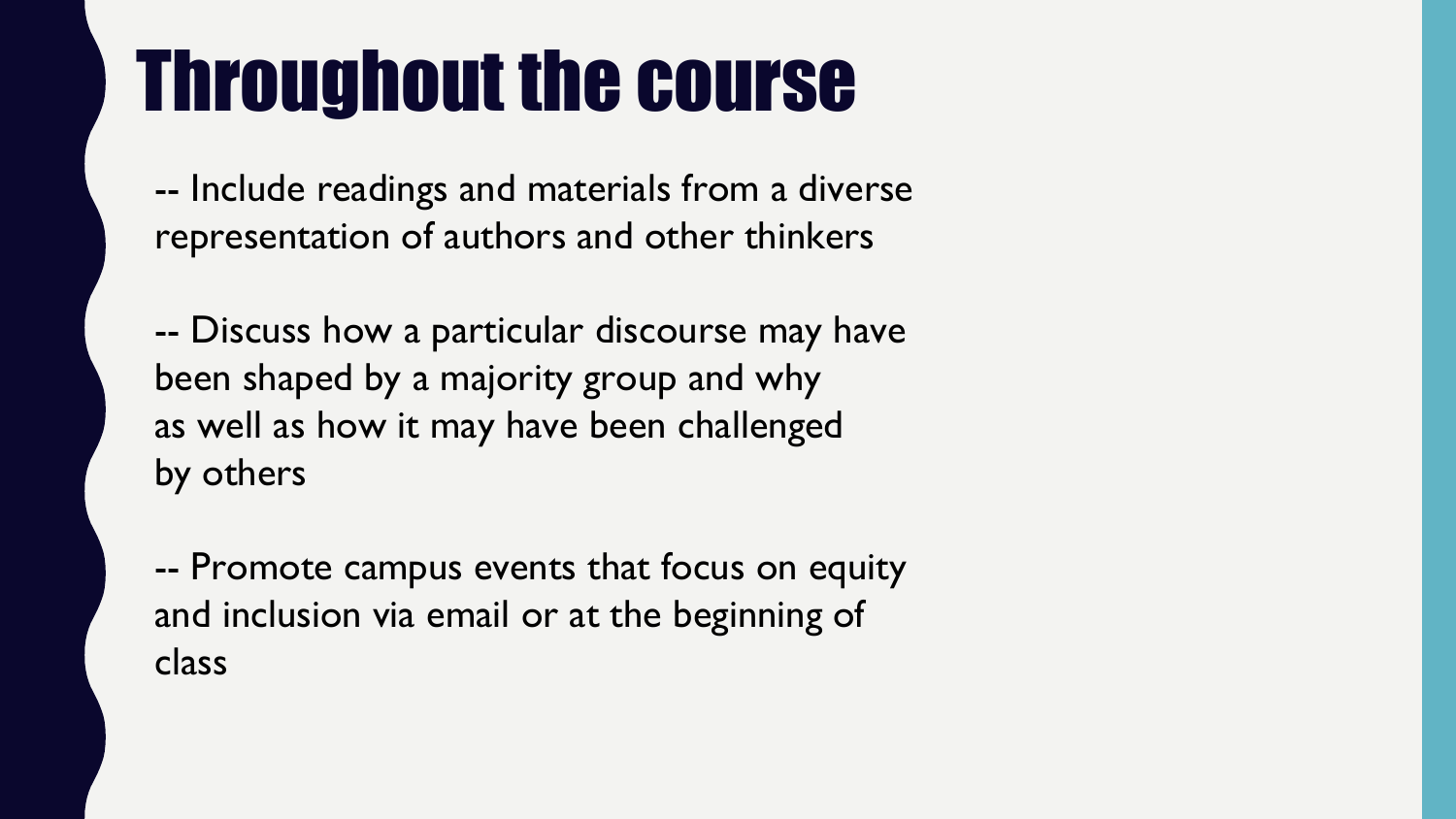# Throughout the course

-- Include readings and materials from a diverse representation of authors and other thinkers

-- Discuss how a particular discourse may have been shaped by a majority group and why as well as how it may have been challenged by others

-- Promote campus events that focus on equity and inclusion via email or at the beginning of class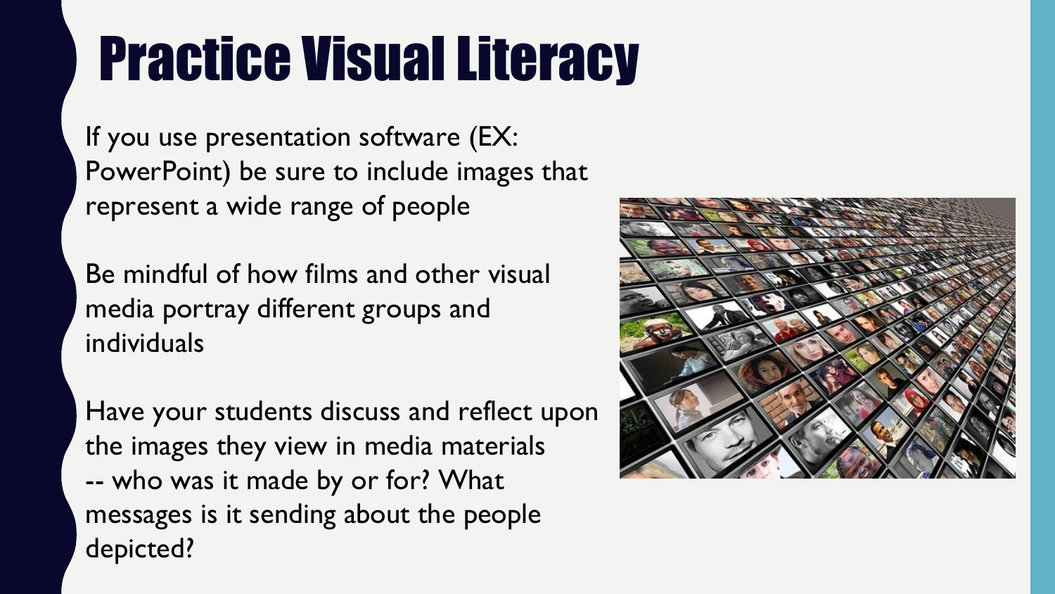# Practice Visual Literacy

If you use presentation software (EX: PowerPoint) be sure to include images that represent a wide range of people

Be mindful of how films and other visual media portray different groups and individuals

Have your students discuss and reflect upon the images they view in media materials -- who was it made by or for? What messages is it sending about the people depicted?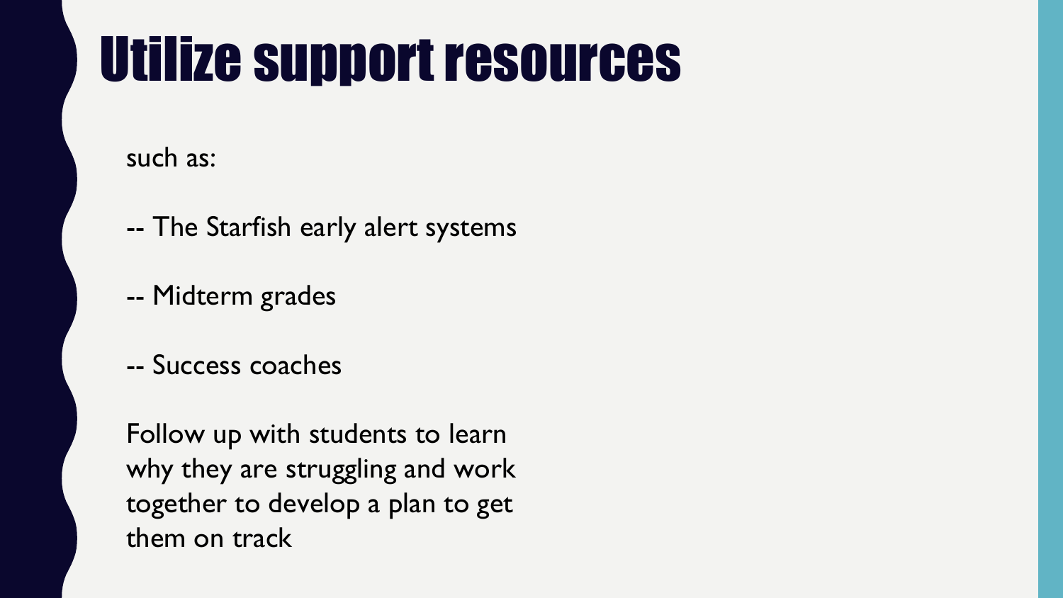# Utilize support resources

such as:

-- The Starfish early alert systems

-- Midterm grades

-- Success coaches

Follow up with students to learn why they are struggling and work together to develop a plan to get them on track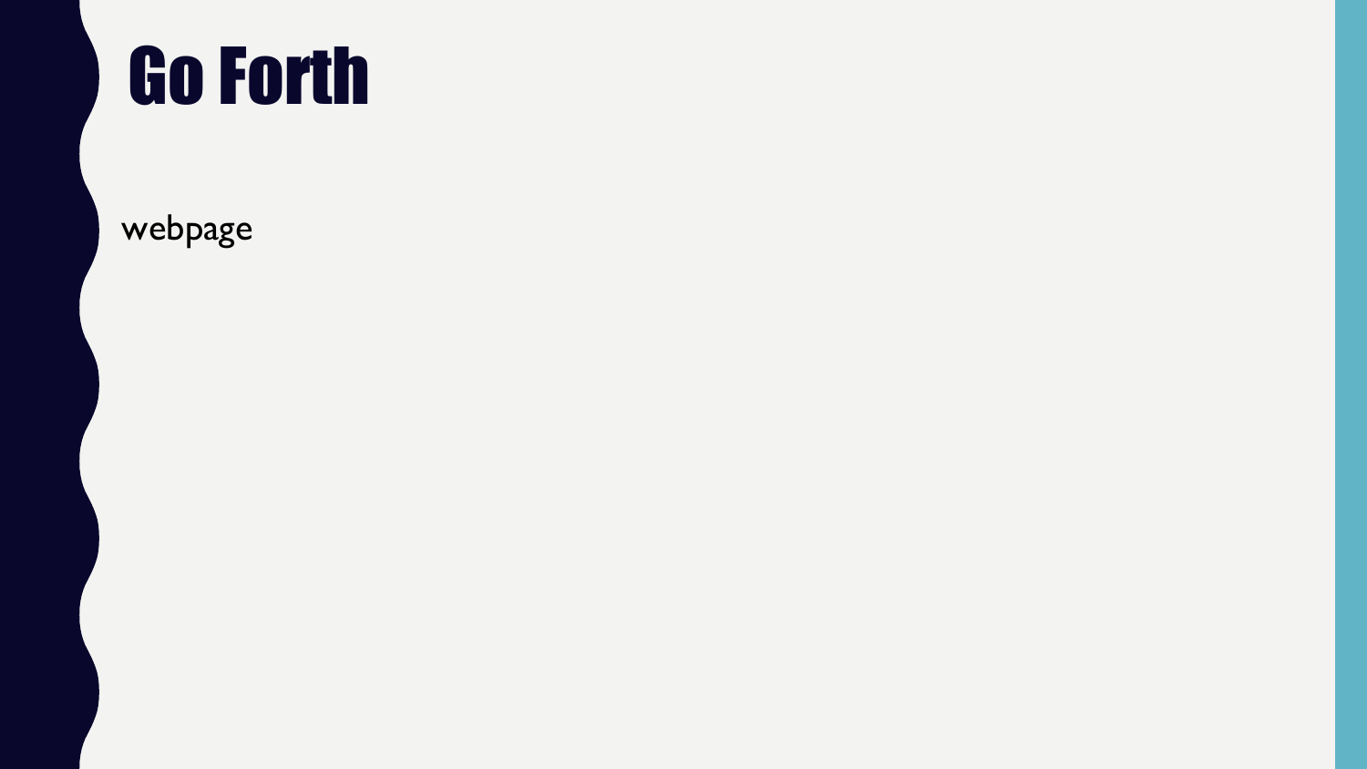# Go Forth

webpage